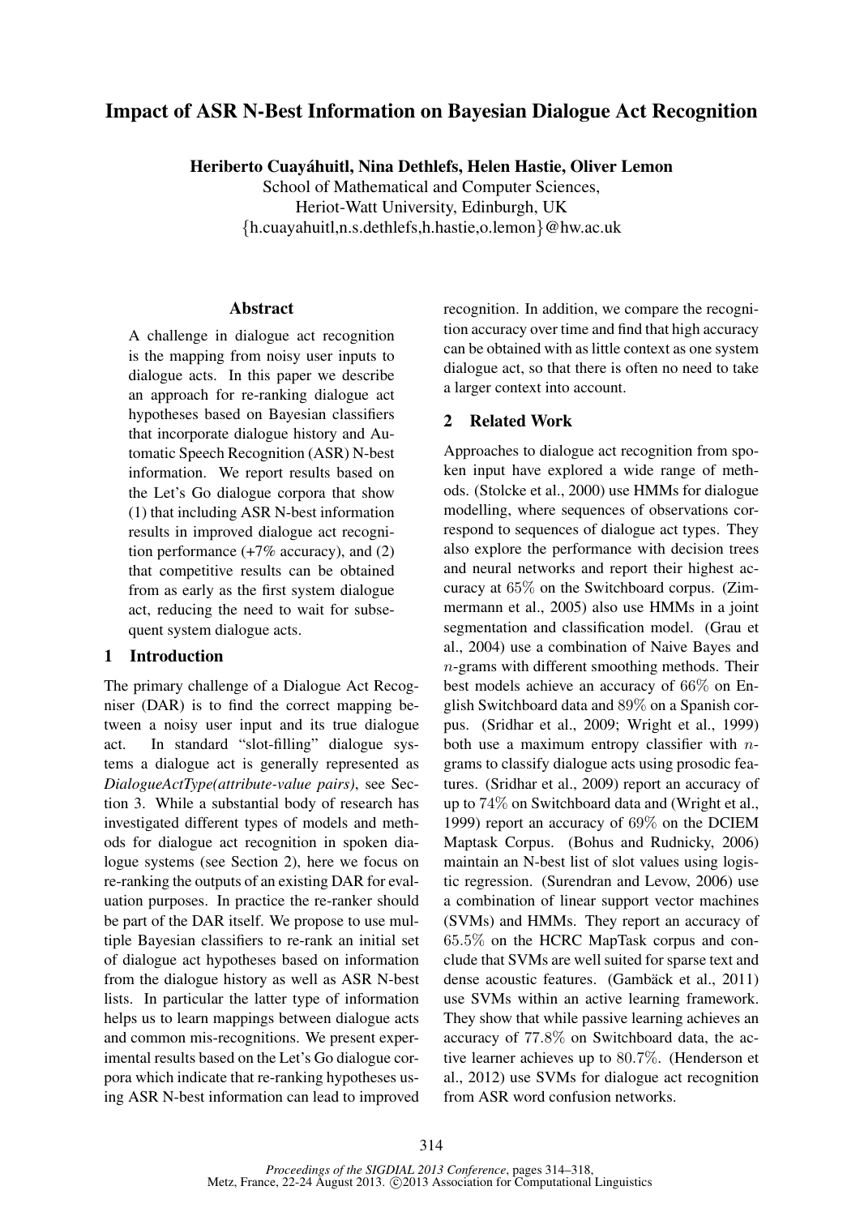# Impact of ASR N-Best Information on Bayesian Dialogue Act Recognition

**Heriberto Cuayáhuitl, Nina Dethlefs, Helen Hastie, Oliver Lemon**
School of Mathematical and Computer Sciences,
Heriot-Watt University, Edinburgh, UK
{h.cuayahuitl,n.s.dethlefs,h.hastie,o.lemon}@hw.ac.uk

## Abstract

A challenge in dialogue act recognition is the mapping from noisy user inputs to dialogue acts. In this paper we describe an approach for re-ranking dialogue act hypotheses based on Bayesian classifiers that incorporate dialogue history and Automatic Speech Recognition (ASR) N-best information. We report results based on the Let's Go dialogue corpora that show (1) that including ASR N-best information results in improved dialogue act recognition performance (+7% accuracy), and (2) that competitive results can be obtained from as early as the first system dialogue act, reducing the need to wait for subsequent system dialogue acts.

## 1 Introduction

The primary challenge of a Dialogue Act Recogniser (DAR) is to find the correct mapping between a noisy user input and its true dialogue act. In standard "slot-filling" dialogue systems a dialogue act is generally represented as *DialogueActType(attribute-value pairs)*, see Section 3. While a substantial body of research has investigated different types of models and methods for dialogue act recognition in spoken dialogue systems (see Section 2), here we focus on re-ranking the outputs of an existing DAR for evaluation purposes. In practice the re-ranker should be part of the DAR itself. We propose to use multiple Bayesian classifiers to re-rank an initial set of dialogue act hypotheses based on information from the dialogue history as well as ASR N-best lists. In particular the latter type of information helps us to learn mappings between dialogue acts and common mis-recognitions. We present experimental results based on the Let's Go dialogue corpora which indicate that re-ranking hypotheses using ASR N-best information can lead to improved recognition. In addition, we compare the recognition accuracy over time and find that high accuracy can be obtained with as little context as one system dialogue act, so that there is often no need to take a larger context into account.

## 2 Related Work

Approaches to dialogue act recognition from spoken input have explored a wide range of methods. (Stolcke et al., 2000) use HMMs for dialogue modelling, where sequences of observations correspond to sequences of dialogue act types. They also explore the performance with decision trees and neural networks and report their highest accuracy at $65\%$ on the Switchboard corpus. (Zimmermann et al., 2005) also use HMMs in a joint segmentation and classification model. (Grau et al., 2004) use a combination of Naive Bayes and $n$-grams with different smoothing methods. Their best models achieve an accuracy of $66\%$ on English Switchboard data and $89\%$ on a Spanish corpus. (Sridhar et al., 2009; Wright et al., 1999) both use a maximum entropy classifier with $n$-grams to classify dialogue acts using prosodic features. (Sridhar et al., 2009) report an accuracy of up to $74\%$ on Switchboard data and (Wright et al., 1999) report an accuracy of $69\%$ on the DCIEM Maptask Corpus. (Bohus and Rudnicky, 2006) maintain an N-best list of slot values using logistic regression. (Surendran and Levow, 2006) use a combination of linear support vector machines (SVMs) and HMMs. They report an accuracy of $65.5\%$ on the HCRC MapTask corpus and conclude that SVMs are well suited for sparse text and dense acoustic features. (Gambäck et al., 2011) use SVMs within an active learning framework. They show that while passive learning achieves an accuracy of $77.8\%$ on Switchboard data, the active learner achieves up to $80.7\%$. (Henderson et al., 2012) use SVMs for dialogue act recognition from ASR word confusion networks.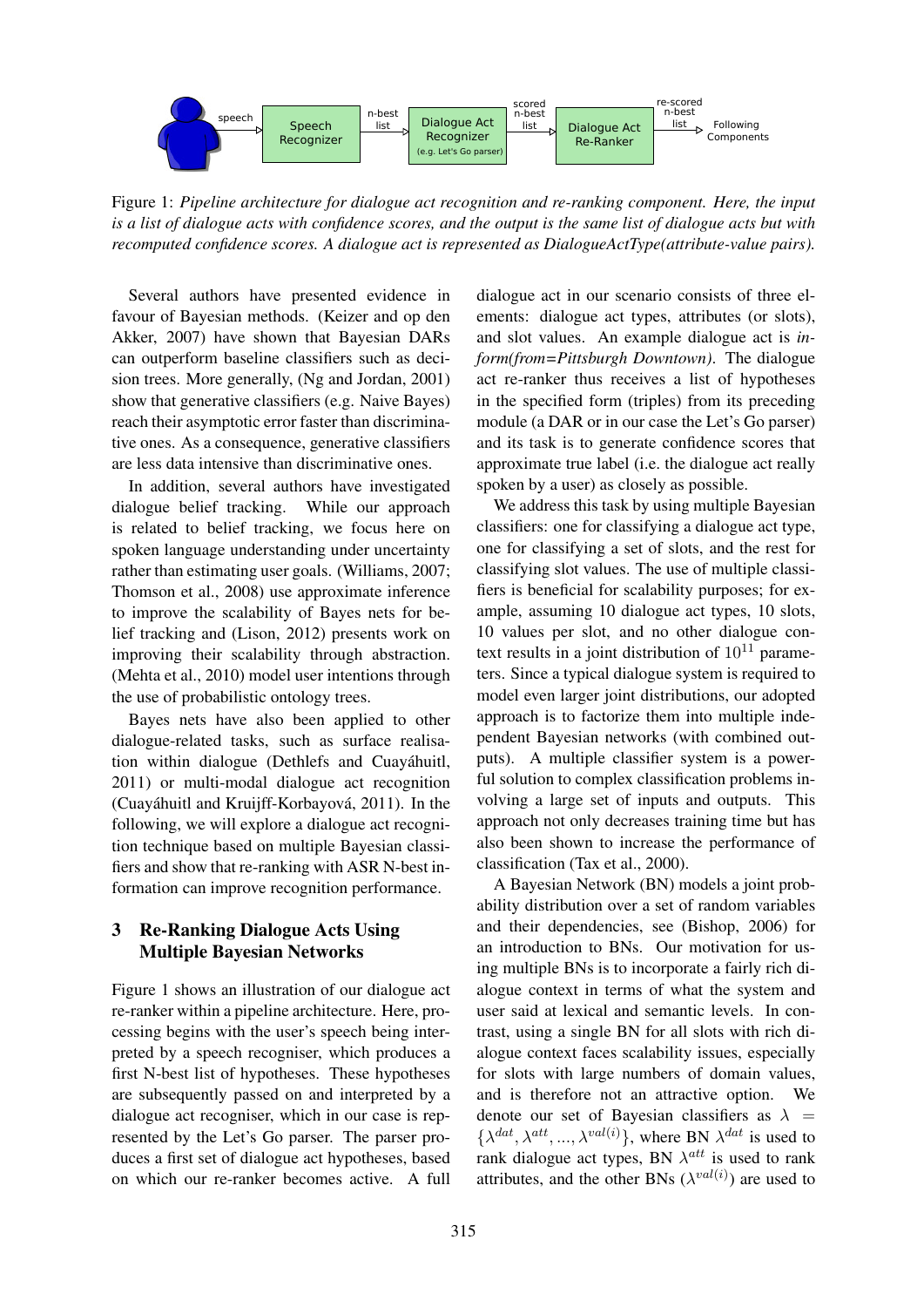Figure 1: *Pipeline architecture for dialogue act recognition and re-ranking component. Here, the input is a list of dialogue acts with confidence scores, and the output is the same list of dialogue acts but with recomputed confidence scores. A dialogue act is represented as DialogueActType(attribute-value pairs).*

Several authors have presented evidence in favour of Bayesian methods. (Keizer and op den Akker, 2007) have shown that Bayesian DARs can outperform baseline classifiers such as decision trees. More generally, (Ng and Jordan, 2001) show that generative classifiers (e.g. Naive Bayes) reach their asymptotic error faster than discriminative ones. As a consequence, generative classifiers are less data intensive than discriminative ones.

In addition, several authors have investigated dialogue belief tracking. While our approach is related to belief tracking, we focus here on spoken language understanding under uncertainty rather than estimating user goals. (Williams, 2007; Thomson et al., 2008) use approximate inference to improve the scalability of Bayes nets for belief tracking and (Lison, 2012) presents work on improving their scalability through abstraction. (Mehta et al., 2010) model user intentions through the use of probabilistic ontology trees.

Bayes nets have also been applied to other dialogue-related tasks, such as surface realisation within dialogue (Dethlefs and Cuayáhuitl, 2011) or multi-modal dialogue act recognition (Cuayáhuitl and Kruijff-Korbayová, 2011). In the following, we will explore a dialogue act recognition technique based on multiple Bayesian classifiers and show that re-ranking with ASR N-best information can improve recognition performance.

## 3 Re-Ranking Dialogue Acts Using Multiple Bayesian Networks

Figure 1 shows an illustration of our dialogue act re-ranker within a pipeline architecture. Here, processing begins with the user's speech being interpreted by a speech recogniser, which produces a first N-best list of hypotheses. These hypotheses are subsequently passed on and interpreted by a dialogue act recogniser, which in our case is represented by the Let's Go parser. The parser produces a first set of dialogue act hypotheses, based on which our re-ranker becomes active. A full dialogue act in our scenario consists of three elements: dialogue act types, attributes (or slots), and slot values. An example dialogue act is *inform(from=Pittsburgh Downtown)*. The dialogue act re-ranker thus receives a list of hypotheses in the specified form (triples) from its preceding module (a DAR or in our case the Let's Go parser) and its task is to generate confidence scores that approximate true label (i.e. the dialogue act really spoken by a user) as closely as possible.

We address this task by using multiple Bayesian classifiers: one for classifying a dialogue act type, one for classifying a set of slots, and the rest for classifying slot values. The use of multiple classifiers is beneficial for scalability purposes; for example, assuming 10 dialogue act types, 10 slots, 10 values per slot, and no other dialogue context results in a joint distribution of $10^{11}$ parameters. Since a typical dialogue system is required to model even larger joint distributions, our adopted approach is to factorize them into multiple independent Bayesian networks (with combined outputs). A multiple classifier system is a powerful solution to complex classification problems involving a large set of inputs and outputs. This approach not only decreases training time but has also been shown to increase the performance of classification (Tax et al., 2000).

A Bayesian Network (BN) models a joint probability distribution over a set of random variables and their dependencies, see (Bishop, 2006) for an introduction to BNs. Our motivation for using multiple BNs is to incorporate a fairly rich dialogue context in terms of what the system and user said at lexical and semantic levels. In contrast, using a single BN for all slots with rich dialogue context faces scalability issues, especially for slots with large numbers of domain values, and is therefore not an attractive option. We denote our set of Bayesian classifiers as $\lambda = \{\lambda^{dat}, \lambda^{att}, ..., \lambda^{val(i)}\}$, where BN $\lambda^{dat}$ is used to rank dialogue act types, BN $\lambda^{att}$ is used to rank attributes, and the other BNs ($\lambda^{val(i)}$) are used to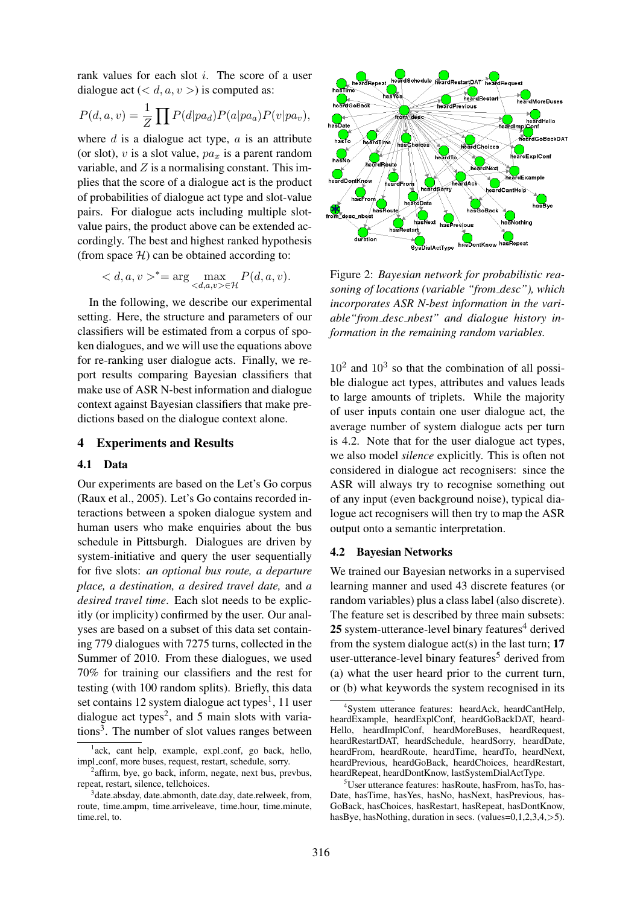rank values for each slot $i$. The score of a user dialogue act ($< d, a, v >$) is computed as:

$$P(d, a, v) = \frac{1}{Z} \prod P(d|pa_d) P(a|pa_a) P(v|pa_v),$$

where $d$ is a dialogue act type, $a$ is an attribute (or slot), $v$ is a slot value, $pa_x$ is a parent random variable, and $Z$ is a normalising constant. This implies that the score of a dialogue act is the product of probabilities of dialogue act type and slot-value pairs. For dialogue acts including multiple slot-value pairs, the product above can be extended accordingly. The best and highest ranked hypothesis (from space $\mathcal{H}$) can be obtained according to:

$$< d, a, v >^* = \arg \max_{<d,a,v> \in \mathcal{H}} P(d, a, v).$$

In the following, we describe our experimental setting. Here, the structure and parameters of our classifiers will be estimated from a corpus of spoken dialogues, and we will use the equations above for re-ranking user dialogue acts. Finally, we report results comparing Bayesian classifiers that make use of ASR N-best information and dialogue context against Bayesian classifiers that make predictions based on the dialogue context alone.

## 4 Experiments and Results

### 4.1 Data

Our experiments are based on the Let's Go corpus (Raux et al., 2005). Let's Go contains recorded interactions between a spoken dialogue system and human users who make enquiries about the bus schedule in Pittsburgh. Dialogues are driven by system-initiative and query the user sequentially for five slots: *an optional bus route, a departure place, a destination, a desired travel date,* and *a desired travel time*. Each slot needs to be explicitly (or implicity) confirmed by the user. Our analyses are based on a subset of this data set containing 779 dialogues with 7275 turns, collected in the Summer of 2010. From these dialogues, we used 70% for training our classifiers and the rest for testing (with 100 random splits). Briefly, this data set contains 12 system dialogue act types[1], 11 user dialogue act types[2], and 5 main slots with variations[3]. The number of slot values ranges between $10^2$ and $10^3$ so that the combination of all possible dialogue act types, attributes and values leads to large amounts of triplets. While the majority of user inputs contain one user dialogue act, the average number of system dialogue acts per turn is 4.2. Note that for the user dialogue act types, we also model *silence* explicitly. This is often not considered in dialogue act recognisers: since the ASR will always try to recognise something out of any input (even background noise), typical dialogue act recognisers will then try to map the ASR output onto a semantic interpretation.

Figure 2: *Bayesian network for probabilistic reasoning of locations (variable "from_desc"), which incorporates ASR N-best information in the variable"from_desc_nbest" and dialogue history information in the remaining random variables.*

### 4.2 Bayesian Networks

We trained our Bayesian networks in a supervised learning manner and used 43 discrete features (or random variables) plus a class label (also discrete). The feature set is described by three main subsets: **25** system-utterance-level binary features[4] derived from the system dialogue act(s) in the last turn; **17** user-utterance-level binary features[5] derived from (a) what the user heard prior to the current turn, or (b) what keywords the system recognised in its

---

[1] ack, cant help, example, expl_conf, go back, hello, impl_conf, more buses, request, restart, schedule, sorry.

[2] affirm, bye, go back, inform, negate, next bus, prevbus, repeat, restart, silence, tellchoices.

[3] date.absday, date.abmonth, date.day, date.relweek, from, route, time.ampm, time.arriveleave, time.hour, time.minute, time.rel, to.

[4] System utterance features: heardAck, heardCantHelp, heardExample, heardExplConf, heardGoBackDAT, heardHello, heardImplConf, heardMoreBuses, heardRequest, heardRestartDAT, heardSchedule, heardSorry, heardDate, heardFrom, heardRoute, heardTime, heardTo, heardNext, heardPrevious, heardGoBack, heardChoices, heardRestart, heardRepeat, heardDontKnow, lastSystemDialActType.

[5] User utterance features: hasRoute, hasFrom, hasTo, hasDate, hasTime, hasYes, hasNo, hasNext, hasPrevious, hasGoBack, hasChoices, hasRestart, hasRepeat, hasDontKnow, hasBye, hasNothing, duration in secs. (values=0,1,2,3,4,>5).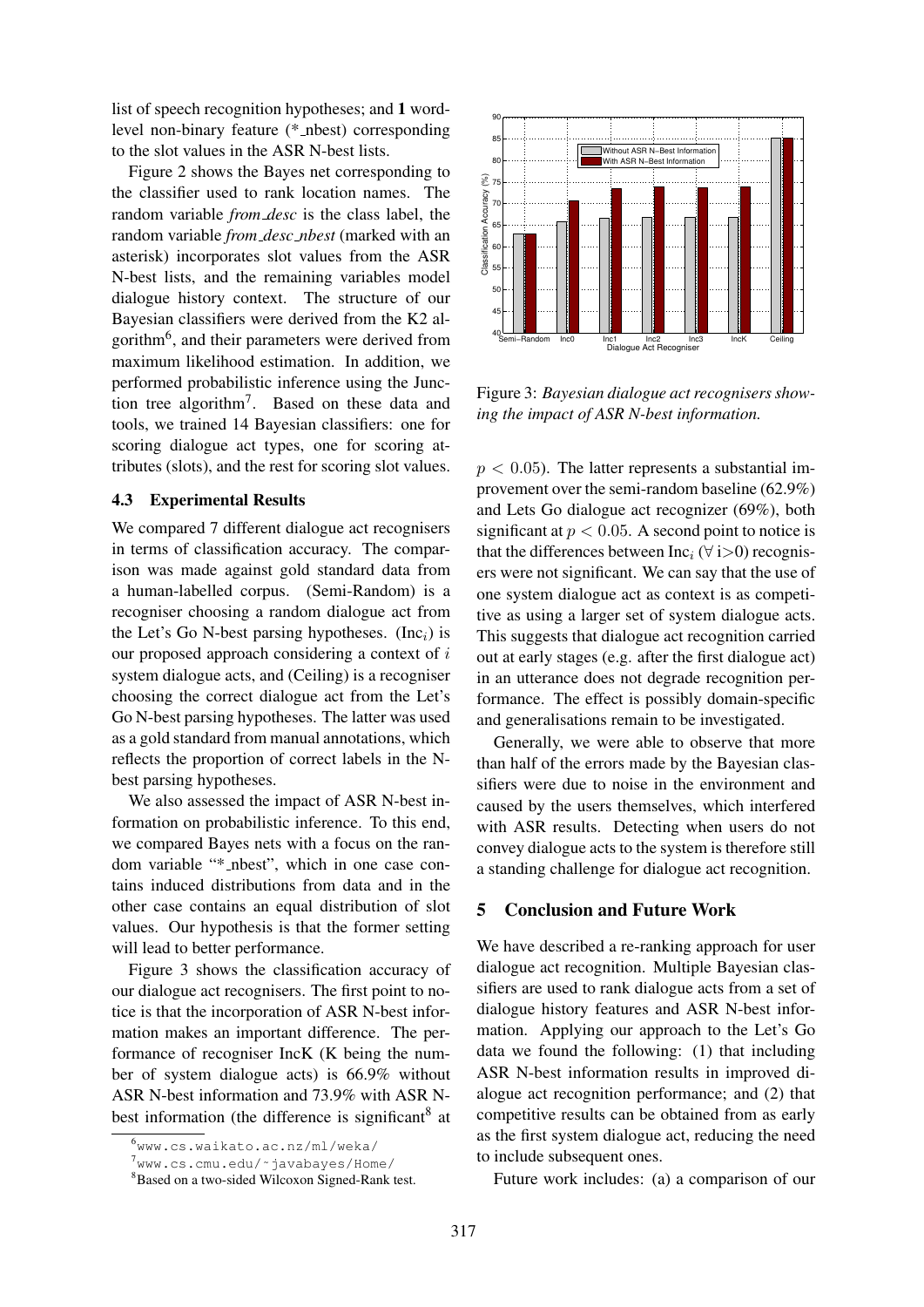list of speech recognition hypotheses; and **1** word-level non-binary feature (*_nbest) corresponding to the slot values in the ASR N-best lists.

Figure 2 shows the Bayes net corresponding to the classifier used to rank location names. The random variable *from_desc* is the class label, the random variable *from_desc_nbest* (marked with an asterisk) incorporates slot values from the ASR N-best lists, and the remaining variables model dialogue history context. The structure of our Bayesian classifiers were derived from the K2 algorithm[6], and their parameters were derived from maximum likelihood estimation. In addition, we performed probabilistic inference using the Junction tree algorithm[7]. Based on these data and tools, we trained 14 Bayesian classifiers: one for scoring dialogue act types, one for scoring attributes (slots), and the rest for scoring slot values.

### 4.3 Experimental Results

We compared 7 different dialogue act recognisers in terms of classification accuracy. The comparison was made against gold standard data from a human-labelled corpus. (Semi-Random) is a recogniser choosing a random dialogue act from the Let's Go N-best parsing hypotheses. ($\text{Inc}_i$) is our proposed approach considering a context of $i$ system dialogue acts, and (Ceiling) is a recogniser choosing the correct dialogue act from the Let's Go N-best parsing hypotheses. The latter was used as a gold standard from manual annotations, which reflects the proportion of correct labels in the N-best parsing hypotheses.

We also assessed the impact of ASR N-best information on probabilistic inference. To this end, we compared Bayes nets with a focus on the random variable "*_nbest", which in one case contains induced distributions from data and in the other case contains an equal distribution of slot values. Our hypothesis is that the former setting will lead to better performance.

Figure 3 shows the classification accuracy of our dialogue act recognisers. The first point to notice is that the incorporation of ASR N-best information makes an important difference. The performance of recogniser IncK (K being the number of system dialogue acts) is 66.9% without ASR N-best information and 73.9% with ASR N-best information (the difference is significant[8] at $p < 0.05$). The latter represents a substantial improvement over the semi-random baseline (62.9%) and Lets Go dialogue act recognizer (69%), both significant at $p < 0.05$. A second point to notice is that the differences between $\text{Inc}_i$ ($\forall$ i>0) recognisers were not significant. We can say that the use of one system dialogue act as context is as competitive as using a larger set of system dialogue acts. This suggests that dialogue act recognition carried out at early stages (e.g. after the first dialogue act) in an utterance does not degrade recognition performance. The effect is possibly domain-specific and generalisations remain to be investigated.

Figure 3: *Bayesian dialogue act recognisers showing the impact of ASR N-best information.*

Generally, we were able to observe that more than half of the errors made by the Bayesian classifiers were due to noise in the environment and caused by the users themselves, which interfered with ASR results. Detecting when users do not convey dialogue acts to the system is therefore still a standing challenge for dialogue act recognition.

## 5 Conclusion and Future Work

We have described a re-ranking approach for user dialogue act recognition. Multiple Bayesian classifiers are used to rank dialogue acts from a set of dialogue history features and ASR N-best information. Applying our approach to the Let's Go data we found the following: (1) that including ASR N-best information results in improved dialogue act recognition performance; and (2) that competitive results can be obtained from as early as the first system dialogue act, reducing the need to include subsequent ones.

Future work includes: (a) a comparison of our

---

[6] www.cs.waikato.ac.nz/ml/weka/

[7] www.cs.cmu.edu/~javabayes/Home/

[8] Based on a two-sided Wilcoxon Signed-Rank test.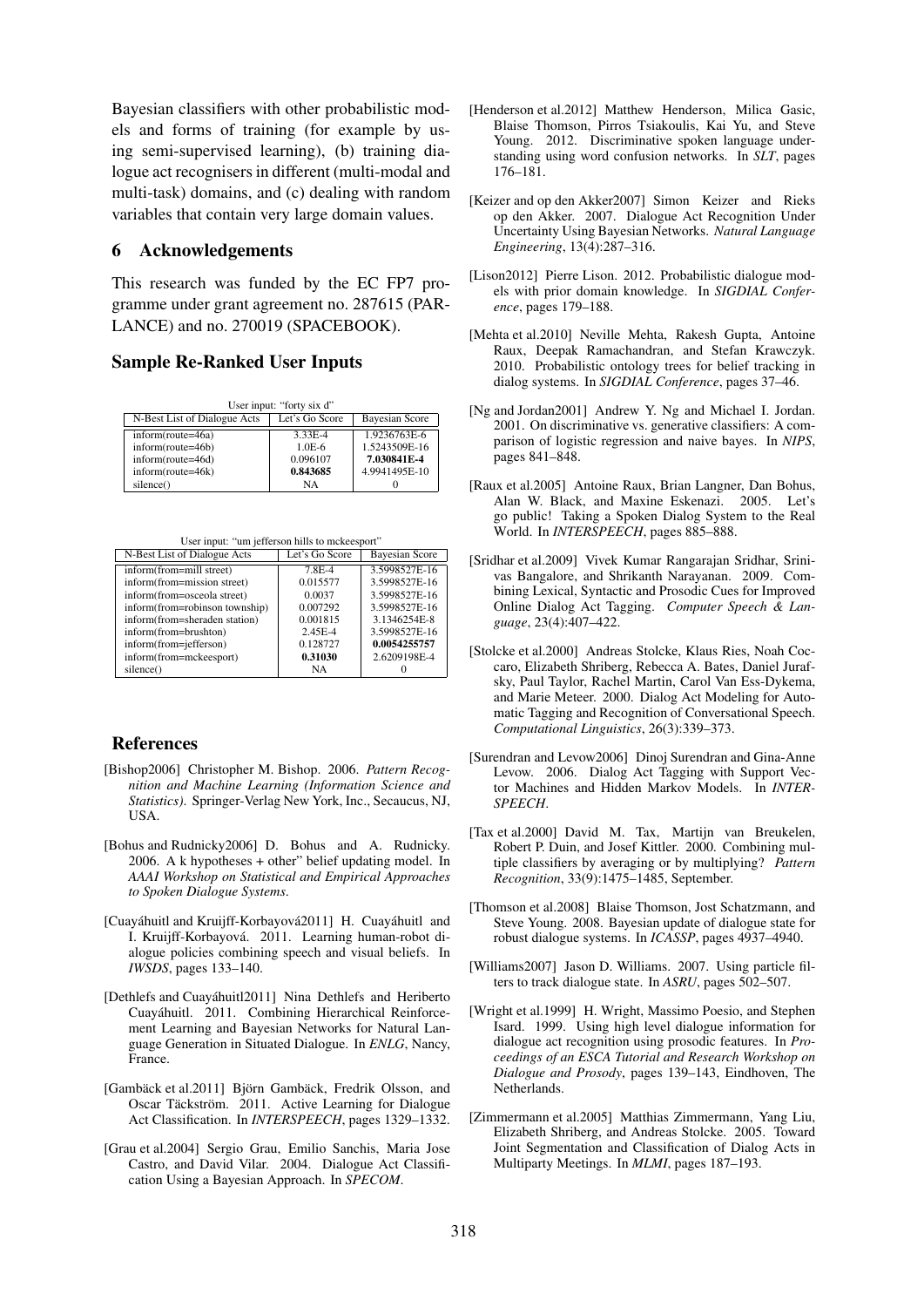Bayesian classifiers with other probabilistic models and forms of training (for example by using semi-supervised learning), (b) training dialogue act recognisers in different (multi-modal and multi-task) domains, and (c) dealing with random variables that contain very large domain values.

## 6 Acknowledgements

This research was funded by the EC FP7 programme under grant agreement no. 287615 (PARLANCE) and no. 270019 (SPACEBOOK).

## Sample Re-Ranked User Inputs

User input: "forty six d"

| N-Best List of Dialogue Acts | Let's Go Score | Bayesian Score |
|---|---|---|
| inform(route=46a) | 3.33E-4 | 1.9236763E-6 |
| inform(route=46b) | 1.0E-6 | 1.5243509E-16 |
| inform(route=46d) | 0.096107 | **7.030841E-4** |
| inform(route=46k) | **0.843685** | 4.9941495E-10 |
| silence() | NA | 0 |

User input: "um jefferson hills to mckeesport"

| N-Best List of Dialogue Acts | Let's Go Score | Bayesian Score |
|---|---|---|
| inform(from=mill street) | 7.8E-4 | 3.5998527E-16 |
| inform(from=mission street) | 0.015577 | 3.5998527E-16 |
| inform(from=osceola street) | 0.0037 | 3.5998527E-16 |
| inform(from=robinson township) | 0.007292 | 3.5998527E-16 |
| inform(from=sheraden station) | 0.001815 | 3.1346254E-8 |
| inform(from=brushton) | 2.45E-4 | 3.5998527E-16 |
| inform(from=jefferson) | 0.128727 | **0.0054255757** |
| inform(from=mckeesport) | **0.31030** | 2.6209198E-4 |
| silence() | NA | 0 |

## References

[Bishop2006] Christopher M. Bishop. 2006. *Pattern Recognition and Machine Learning (Information Science and Statistics)*. Springer-Verlag New York, Inc., Secaucus, NJ, USA.

[Bohus and Rudnicky2006] D. Bohus and A. Rudnicky. 2006. A k hypotheses + other" belief updating model. In *AAAI Workshop on Statistical and Empirical Approaches to Spoken Dialogue Systems*.

[Cuayáhuitl and Kruijff-Korbayová2011] H. Cuayáhuitl and I. Kruijff-Korbayová. 2011. Learning human-robot dialogue policies combining speech and visual beliefs. In *IWSDS*, pages 133–140.

[Dethlefs and Cuayáhuitl2011] Nina Dethlefs and Heriberto Cuayáhuitl. 2011. Combining Hierarchical Reinforcement Learning and Bayesian Networks for Natural Language Generation in Situated Dialogue. In *ENLG*, Nancy, France.

[Gambäck et al.2011] Björn Gambäck, Fredrik Olsson, and Oscar Täckström. 2011. Active Learning for Dialogue Act Classification. In *INTERSPEECH*, pages 1329–1332.

[Grau et al.2004] Sergio Grau, Emilio Sanchis, Maria Jose Castro, and David Vilar. 2004. Dialogue Act Classification Using a Bayesian Approach. In *SPECOM*.

[Henderson et al.2012] Matthew Henderson, Milica Gasic, Blaise Thomson, Pirros Tsiakoulis, Kai Yu, and Steve Young. 2012. Discriminative spoken language understanding using word confusion networks. In *SLT*, pages 176–181.

[Keizer and op den Akker2007] Simon Keizer and Rieks op den Akker. 2007. Dialogue Act Recognition Under Uncertainty Using Bayesian Networks. *Natural Language Engineering*, 13(4):287–316.

[Lison2012] Pierre Lison. 2012. Probabilistic dialogue models with prior domain knowledge. In *SIGDIAL Conference*, pages 179–188.

[Mehta et al.2010] Neville Mehta, Rakesh Gupta, Antoine Raux, Deepak Ramachandran, and Stefan Krawczyk. 2010. Probabilistic ontology trees for belief tracking in dialog systems. In *SIGDIAL Conference*, pages 37–46.

[Ng and Jordan2001] Andrew Y. Ng and Michael I. Jordan. 2001. On discriminative vs. generative classifiers: A comparison of logistic regression and naive bayes. In *NIPS*, pages 841–848.

[Raux et al.2005] Antoine Raux, Brian Langner, Dan Bohus, Alan W. Black, and Maxine Eskenazi. 2005. Let's go public! Taking a Spoken Dialog System to the Real World. In *INTERSPEECH*, pages 885–888.

[Sridhar et al.2009] Vivek Kumar Rangarajan Sridhar, Srinivas Bangalore, and Shrikanth Narayanan. 2009. Combining Lexical, Syntactic and Prosodic Cues for Improved Online Dialog Act Tagging. *Computer Speech & Language*, 23(4):407–422.

[Stolcke et al.2000] Andreas Stolcke, Klaus Ries, Noah Coccaro, Elizabeth Shriberg, Rebecca A. Bates, Daniel Jurafsky, Paul Taylor, Rachel Martin, Carol Van Ess-Dykema, and Marie Meteer. 2000. Dialog Act Modeling for Automatic Tagging and Recognition of Conversational Speech. *Computational Linguistics*, 26(3):339–373.

[Surendran and Levow2006] Dinoj Surendran and Gina-Anne Levow. 2006. Dialog Act Tagging with Support Vector Machines and Hidden Markov Models. In *INTERSPEECH*.

[Tax et al.2000] David M. Tax, Martijn van Breukelen, Robert P. Duin, and Josef Kittler. 2000. Combining multiple classifiers by averaging or by multiplying? *Pattern Recognition*, 33(9):1475–1485, September.

[Thomson et al.2008] Blaise Thomson, Jost Schatzmann, and Steve Young. 2008. Bayesian update of dialogue state for robust dialogue systems. In *ICASSP*, pages 4937–4940.

[Williams2007] Jason D. Williams. 2007. Using particle filters to track dialogue state. In *ASRU*, pages 502–507.

[Wright et al.1999] H. Wright, Massimo Poesio, and Stephen Isard. 1999. Using high level dialogue information for dialogue act recognition using prosodic features. In *Proceedings of an ESCA Tutorial and Research Workshop on Dialogue and Prosody*, pages 139–143, Eindhoven, The Netherlands.

[Zimmermann et al.2005] Matthias Zimmermann, Yang Liu, Elizabeth Shriberg, and Andreas Stolcke. 2005. Toward Joint Segmentation and Classification of Dialog Acts in Multiparty Meetings. In *MLMI*, pages 187–193.